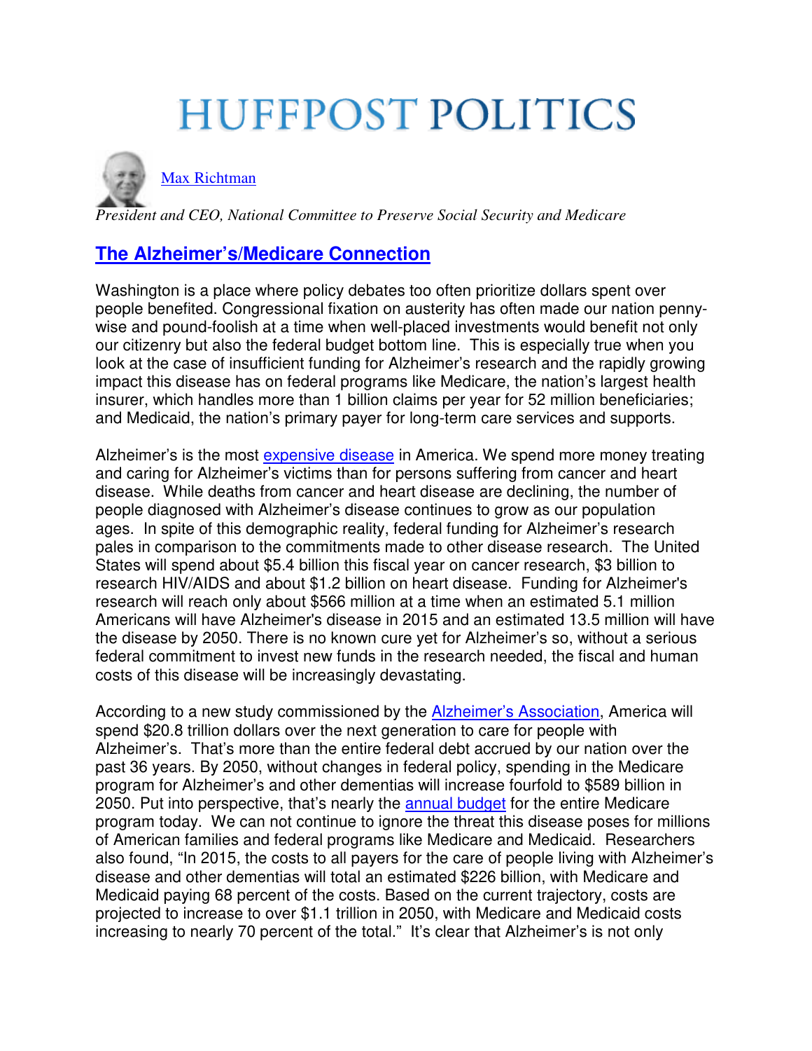# HUFFPOST POLITICS

Max Richtman

*President and CEO, National Committee to Preserve Social Security and Medicare*

## The Alzheimer's/Medicare Connection

Washington is a place where policy debates too often prioritize dollars spent over people benefited. Congressional fixation on austerity has often made our nation penny-wise and pound-foolish at a time when well-placed investments would benefit not only our citizenry but also the federal budget bottom line. This is especially true when you look at the case of insufficient funding for Alzheimer's research and the rapidly growing impact this disease has on federal programs like Medicare, the nation's largest health insurer, which handles more than 1 billion claims per year for 52 million beneficiaries; and Medicaid, the nation's primary payer for long-term care services and supports.

Alzheimer's is the most expensive disease in America. We spend more money treating and caring for Alzheimer's victims than for persons suffering from cancer and heart disease. While deaths from cancer and heart disease are declining, the number of people diagnosed with Alzheimer's disease continues to grow as our population ages. In spite of this demographic reality, federal funding for Alzheimer's research pales in comparison to the commitments made to other disease research. The United States will spend about $5.4 billion this fiscal year on cancer research, $3 billion to research HIV/AIDS and about $1.2 billion on heart disease. Funding for Alzheimer's research will reach only about $566 million at a time when an estimated 5.1 million Americans will have Alzheimer's disease in 2015 and an estimated 13.5 million will have the disease by 2050. There is no known cure yet for Alzheimer's so, without a serious federal commitment to invest new funds in the research needed, the fiscal and human costs of this disease will be increasingly devastating.

According to a new study commissioned by the Alzheimer's Association, America will spend $20.8 trillion dollars over the next generation to care for people with Alzheimer's. That's more than the entire federal debt accrued by our nation over the past 36 years. By 2050, without changes in federal policy, spending in the Medicare program for Alzheimer's and other dementias will increase fourfold to $589 billion in 2050. Put into perspective, that's nearly the annual budget for the entire Medicare program today. We can not continue to ignore the threat this disease poses for millions of American families and federal programs like Medicare and Medicaid. Researchers also found, "In 2015, the costs to all payers for the care of people living with Alzheimer's disease and other dementias will total an estimated $226 billion, with Medicare and Medicaid paying 68 percent of the costs. Based on the current trajectory, costs are projected to increase to over $1.1 trillion in 2050, with Medicare and Medicaid costs increasing to nearly 70 percent of the total." It's clear that Alzheimer's is not only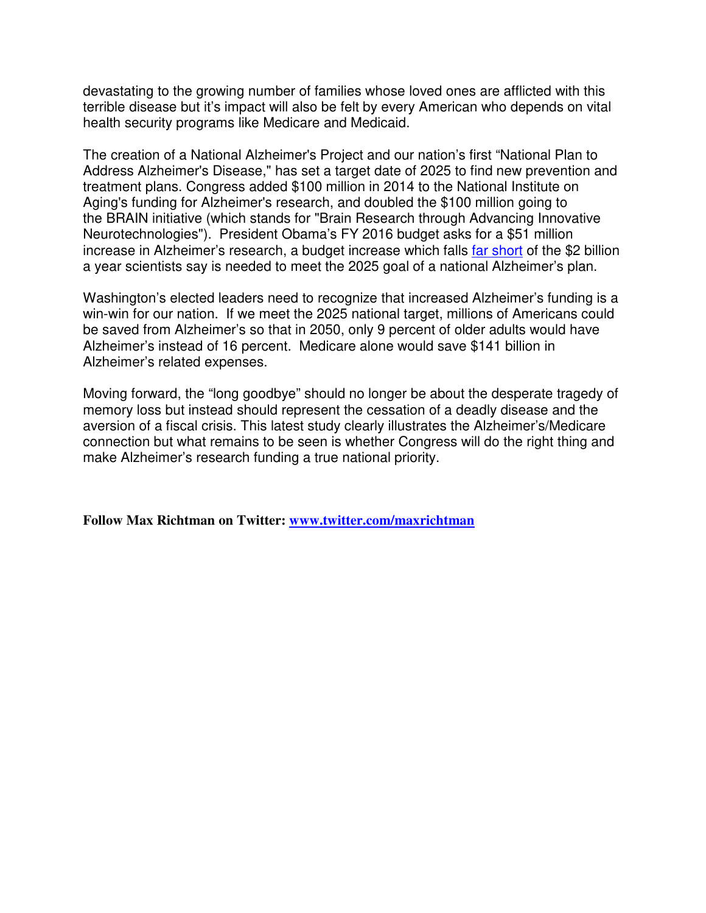devastating to the growing number of families whose loved ones are afflicted with this terrible disease but it's impact will also be felt by every American who depends on vital health security programs like Medicare and Medicaid.

The creation of a National Alzheimer's Project and our nation's first "National Plan to Address Alzheimer's Disease," has set a target date of 2025 to find new prevention and treatment plans. Congress added $100 million in 2014 to the National Institute on Aging's funding for Alzheimer's research, and doubled the $100 million going to the BRAIN initiative (which stands for "Brain Research through Advancing Innovative Neurotechnologies"). President Obama's FY 2016 budget asks for a $51 million increase in Alzheimer's research, a budget increase which falls far short of the $2 billion a year scientists say is needed to meet the 2025 goal of a national Alzheimer's plan.

Washington's elected leaders need to recognize that increased Alzheimer's funding is a win-win for our nation. If we meet the 2025 national target, millions of Americans could be saved from Alzheimer's so that in 2050, only 9 percent of older adults would have Alzheimer's instead of 16 percent. Medicare alone would save $141 billion in Alzheimer's related expenses.

Moving forward, the "long goodbye" should no longer be about the desperate tragedy of memory loss but instead should represent the cessation of a deadly disease and the aversion of a fiscal crisis. This latest study clearly illustrates the Alzheimer's/Medicare connection but what remains to be seen is whether Congress will do the right thing and make Alzheimer's research funding a true national priority.

**Follow Max Richtman on Twitter: www.twitter.com/maxrichtman**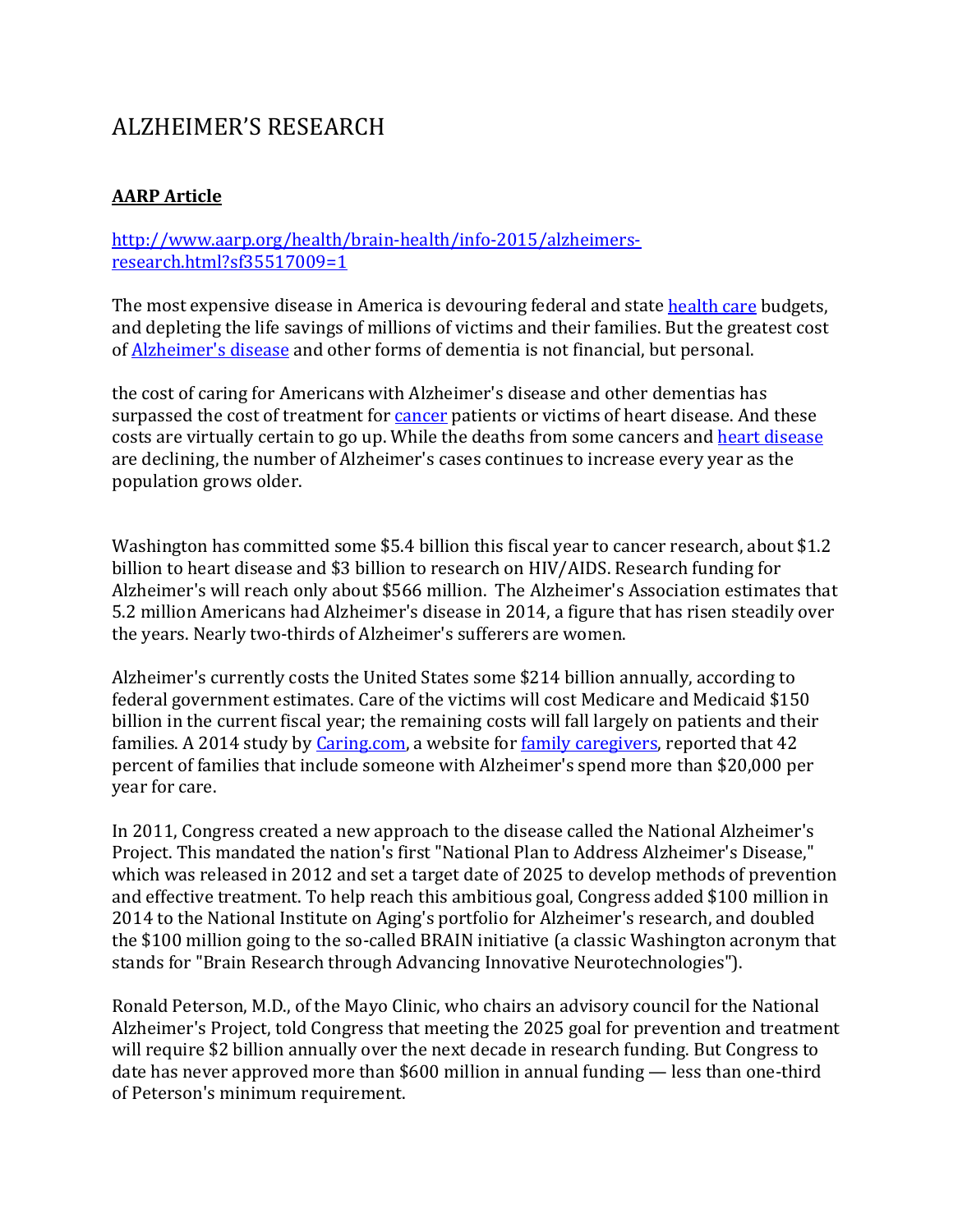# ALZHEIMER'S RESEARCH

**AARP Article**

[http://www.aarp.org/health/brain-health/info-2015/alzheimers-research.html?sf35517009=1](http://www.aarp.org/health/brain-health/info-2015/alzheimers-research.html?sf35517009=1)

The most expensive disease in America is devouring federal and state health care budgets, and depleting the life savings of millions of victims and their families. But the greatest cost of Alzheimer's disease and other forms of dementia is not financial, but personal.

the cost of caring for Americans with Alzheimer's disease and other dementias has surpassed the cost of treatment for cancer patients or victims of heart disease. And these costs are virtually certain to go up. While the deaths from some cancers and heart disease are declining, the number of Alzheimer's cases continues to increase every year as the population grows older.

Washington has committed some $5.4 billion this fiscal year to cancer research, about $1.2 billion to heart disease and $3 billion to research on HIV/AIDS. Research funding for Alzheimer's will reach only about $566 million. The Alzheimer's Association estimates that 5.2 million Americans had Alzheimer's disease in 2014, a figure that has risen steadily over the years. Nearly two-thirds of Alzheimer's sufferers are women.

Alzheimer's currently costs the United States some $214 billion annually, according to federal government estimates. Care of the victims will cost Medicare and Medicaid $150 billion in the current fiscal year; the remaining costs will fall largely on patients and their families. A 2014 study by Caring.com, a website for family caregivers, reported that 42 percent of families that include someone with Alzheimer's spend more than $20,000 per year for care.

In 2011, Congress created a new approach to the disease called the National Alzheimer's Project. This mandated the nation's first "National Plan to Address Alzheimer's Disease," which was released in 2012 and set a target date of 2025 to develop methods of prevention and effective treatment. To help reach this ambitious goal, Congress added $100 million in 2014 to the National Institute on Aging's portfolio for Alzheimer's research, and doubled the $100 million going to the so-called BRAIN initiative (a classic Washington acronym that stands for "Brain Research through Advancing Innovative Neurotechnologies").

Ronald Peterson, M.D., of the Mayo Clinic, who chairs an advisory council for the National Alzheimer's Project, told Congress that meeting the 2025 goal for prevention and treatment will require $2 billion annually over the next decade in research funding. But Congress to date has never approved more than $600 million in annual funding — less than one-third of Peterson's minimum requirement.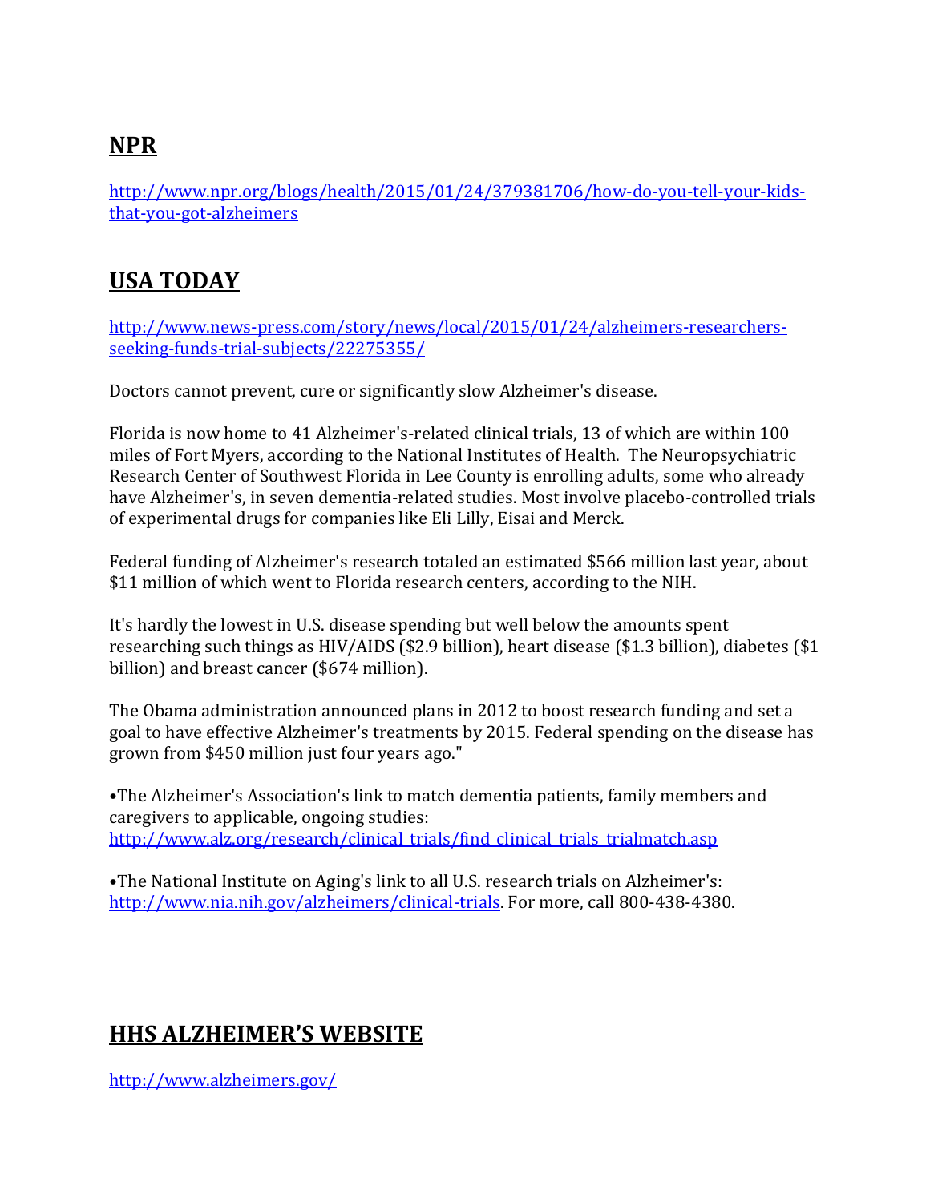## NPR

http://www.npr.org/blogs/health/2015/01/24/379381706/how-do-you-tell-your-kids-that-you-got-alzheimers

## USA TODAY

http://www.news-press.com/story/news/local/2015/01/24/alzheimers-researchers-seeking-funds-trial-subjects/22275355/

Doctors cannot prevent, cure or significantly slow Alzheimer's disease.

Florida is now home to 41 Alzheimer's-related clinical trials, 13 of which are within 100 miles of Fort Myers, according to the National Institutes of Health. The Neuropsychiatric Research Center of Southwest Florida in Lee County is enrolling adults, some who already have Alzheimer's, in seven dementia-related studies. Most involve placebo-controlled trials of experimental drugs for companies like Eli Lilly, Eisai and Merck.

Federal funding of Alzheimer's research totaled an estimated $566 million last year, about $11 million of which went to Florida research centers, according to the NIH.

It's hardly the lowest in U.S. disease spending but well below the amounts spent researching such things as HIV/AIDS ($2.9 billion), heart disease ($1.3 billion), diabetes ($1 billion) and breast cancer ($674 million).

The Obama administration announced plans in 2012 to boost research funding and set a goal to have effective Alzheimer's treatments by 2015. Federal spending on the disease has grown from $450 million just four years ago."

- The Alzheimer's Association's link to match dementia patients, family members and caregivers to applicable, ongoing studies: http://www.alz.org/research/clinical_trials/find_clinical_trials_trialmatch.asp

- The National Institute on Aging's link to all U.S. research trials on Alzheimer's: http://www.nia.nih.gov/alzheimers/clinical-trials. For more, call 800-438-4380.

## HHS ALZHEIMER'S WEBSITE

http://www.alzheimers.gov/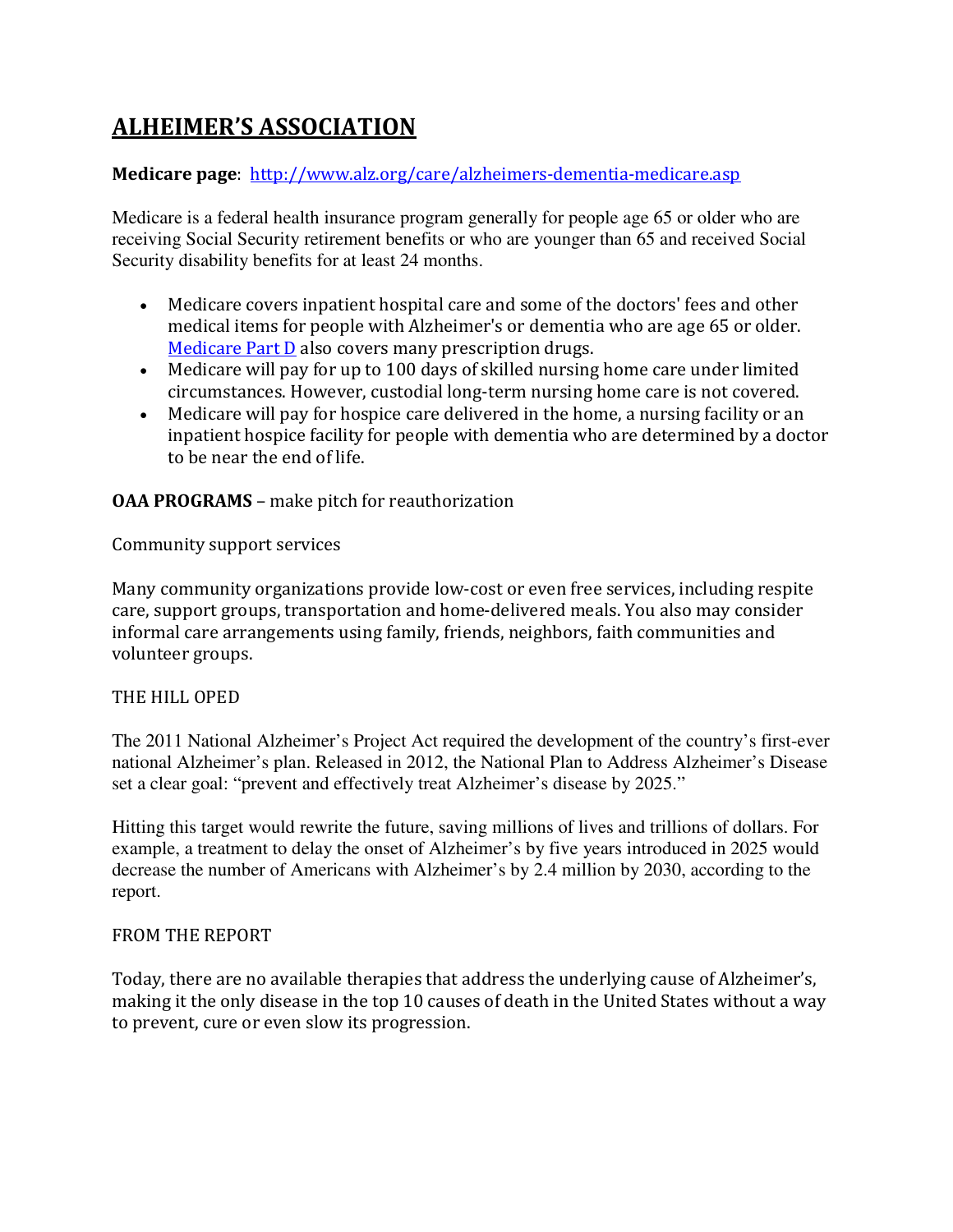# ALHEIMER'S ASSOCIATION

**Medicare page**: [http://www.alz.org/care/alzheimers-dementia-medicare.asp](http://www.alz.org/care/alzheimers-dementia-medicare.asp)

Medicare is a federal health insurance program generally for people age 65 or older who are receiving Social Security retirement benefits or who are younger than 65 and received Social Security disability benefits for at least 24 months.

- Medicare covers inpatient hospital care and some of the doctors' fees and other medical items for people with Alzheimer's or dementia who are age 65 or older. [Medicare Part D](#) also covers many prescription drugs.
- Medicare will pay for up to 100 days of skilled nursing home care under limited circumstances. However, custodial long-term nursing home care is not covered.
- Medicare will pay for hospice care delivered in the home, a nursing facility or an inpatient hospice facility for people with dementia who are determined by a doctor to be near the end of life.

**OAA PROGRAMS** – make pitch for reauthorization

Community support services

Many community organizations provide low-cost or even free services, including respite care, support groups, transportation and home-delivered meals. You also may consider informal care arrangements using family, friends, neighbors, faith communities and volunteer groups.

THE HILL OPED

The 2011 National Alzheimer's Project Act required the development of the country's first-ever national Alzheimer's plan. Released in 2012, the National Plan to Address Alzheimer's Disease set a clear goal: "prevent and effectively treat Alzheimer's disease by 2025."

Hitting this target would rewrite the future, saving millions of lives and trillions of dollars. For example, a treatment to delay the onset of Alzheimer's by five years introduced in 2025 would decrease the number of Americans with Alzheimer's by 2.4 million by 2030, according to the report.

FROM THE REPORT

Today, there are no available therapies that address the underlying cause of Alzheimer's, making it the only disease in the top 10 causes of death in the United States without a way to prevent, cure or even slow its progression.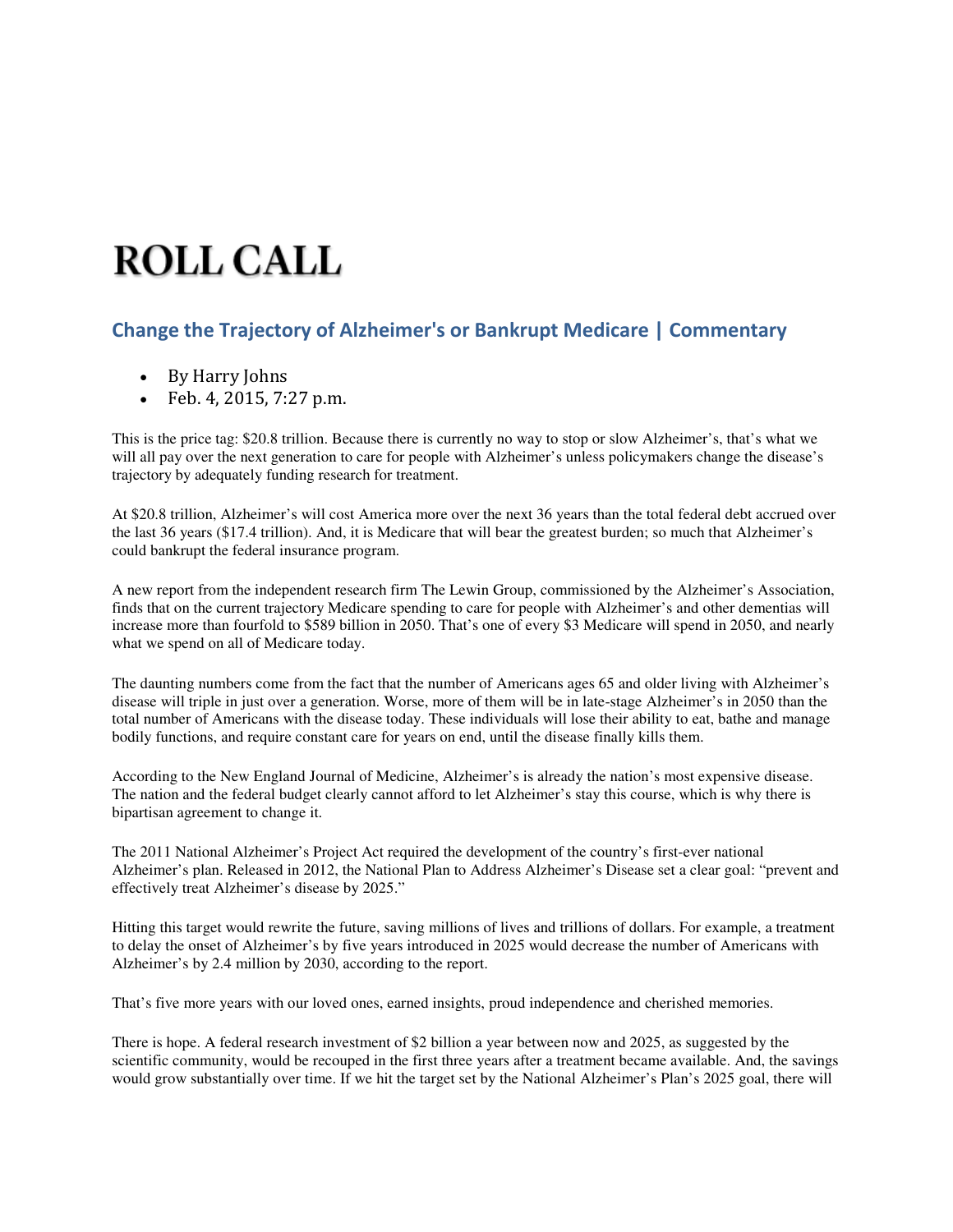# ROLL CALL

## Change the Trajectory of Alzheimer's or Bankrupt Medicare | Commentary

- By Harry Johns
- Feb. 4, 2015, 7:27 p.m.

This is the price tag: $20.8 trillion. Because there is currently no way to stop or slow Alzheimer's, that's what we will all pay over the next generation to care for people with Alzheimer's unless policymakers change the disease's trajectory by adequately funding research for treatment.

At $20.8 trillion, Alzheimer's will cost America more over the next 36 years than the total federal debt accrued over the last 36 years ($17.4 trillion). And, it is Medicare that will bear the greatest burden; so much that Alzheimer's could bankrupt the federal insurance program.

A new report from the independent research firm The Lewin Group, commissioned by the Alzheimer's Association, finds that on the current trajectory Medicare spending to care for people with Alzheimer's and other dementias will increase more than fourfold to $589 billion in 2050. That's one of every $3 Medicare will spend in 2050, and nearly what we spend on all of Medicare today.

The daunting numbers come from the fact that the number of Americans ages 65 and older living with Alzheimer's disease will triple in just over a generation. Worse, more of them will be in late-stage Alzheimer's in 2050 than the total number of Americans with the disease today. These individuals will lose their ability to eat, bathe and manage bodily functions, and require constant care for years on end, until the disease finally kills them.

According to the New England Journal of Medicine, Alzheimer's is already the nation's most expensive disease. The nation and the federal budget clearly cannot afford to let Alzheimer's stay this course, which is why there is bipartisan agreement to change it.

The 2011 National Alzheimer's Project Act required the development of the country's first-ever national Alzheimer's plan. Released in 2012, the National Plan to Address Alzheimer's Disease set a clear goal: "prevent and effectively treat Alzheimer's disease by 2025."

Hitting this target would rewrite the future, saving millions of lives and trillions of dollars. For example, a treatment to delay the onset of Alzheimer's by five years introduced in 2025 would decrease the number of Americans with Alzheimer's by 2.4 million by 2030, according to the report.

That's five more years with our loved ones, earned insights, proud independence and cherished memories.

There is hope. A federal research investment of $2 billion a year between now and 2025, as suggested by the scientific community, would be recouped in the first three years after a treatment became available. And, the savings would grow substantially over time. If we hit the target set by the National Alzheimer's Plan's 2025 goal, there will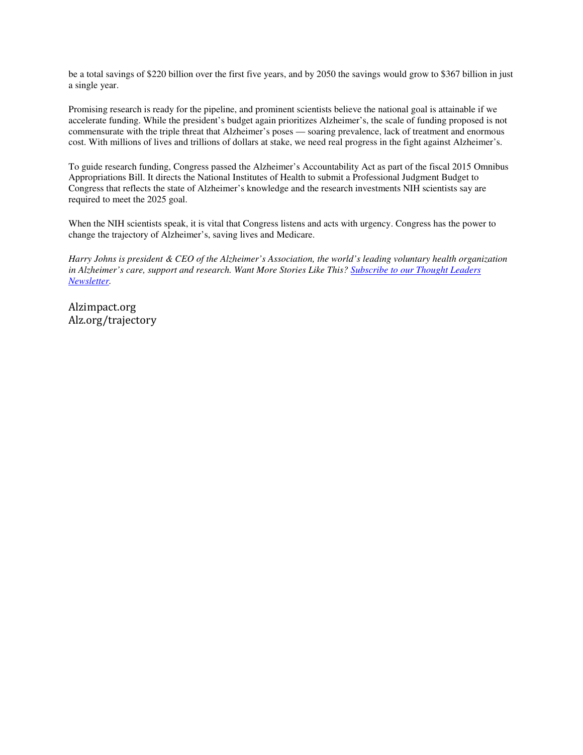be a total savings of $220 billion over the first five years, and by 2050 the savings would grow to $367 billion in just a single year.

Promising research is ready for the pipeline, and prominent scientists believe the national goal is attainable if we accelerate funding. While the president's budget again prioritizes Alzheimer's, the scale of funding proposed is not commensurate with the triple threat that Alzheimer's poses — soaring prevalence, lack of treatment and enormous cost. With millions of lives and trillions of dollars at stake, we need real progress in the fight against Alzheimer's.

To guide research funding, Congress passed the Alzheimer's Accountability Act as part of the fiscal 2015 Omnibus Appropriations Bill. It directs the National Institutes of Health to submit a Professional Judgment Budget to Congress that reflects the state of Alzheimer's knowledge and the research investments NIH scientists say are required to meet the 2025 goal.

When the NIH scientists speak, it is vital that Congress listens and acts with urgency. Congress has the power to change the trajectory of Alzheimer's, saving lives and Medicare.

*Harry Johns is president & CEO of the Alzheimer's Association, the world's leading voluntary health organization in Alzheimer's care, support and research. Want More Stories Like This? [Subscribe to our Thought Leaders Newsletter](#).*

Alzimpact.org
Alz.org/trajectory